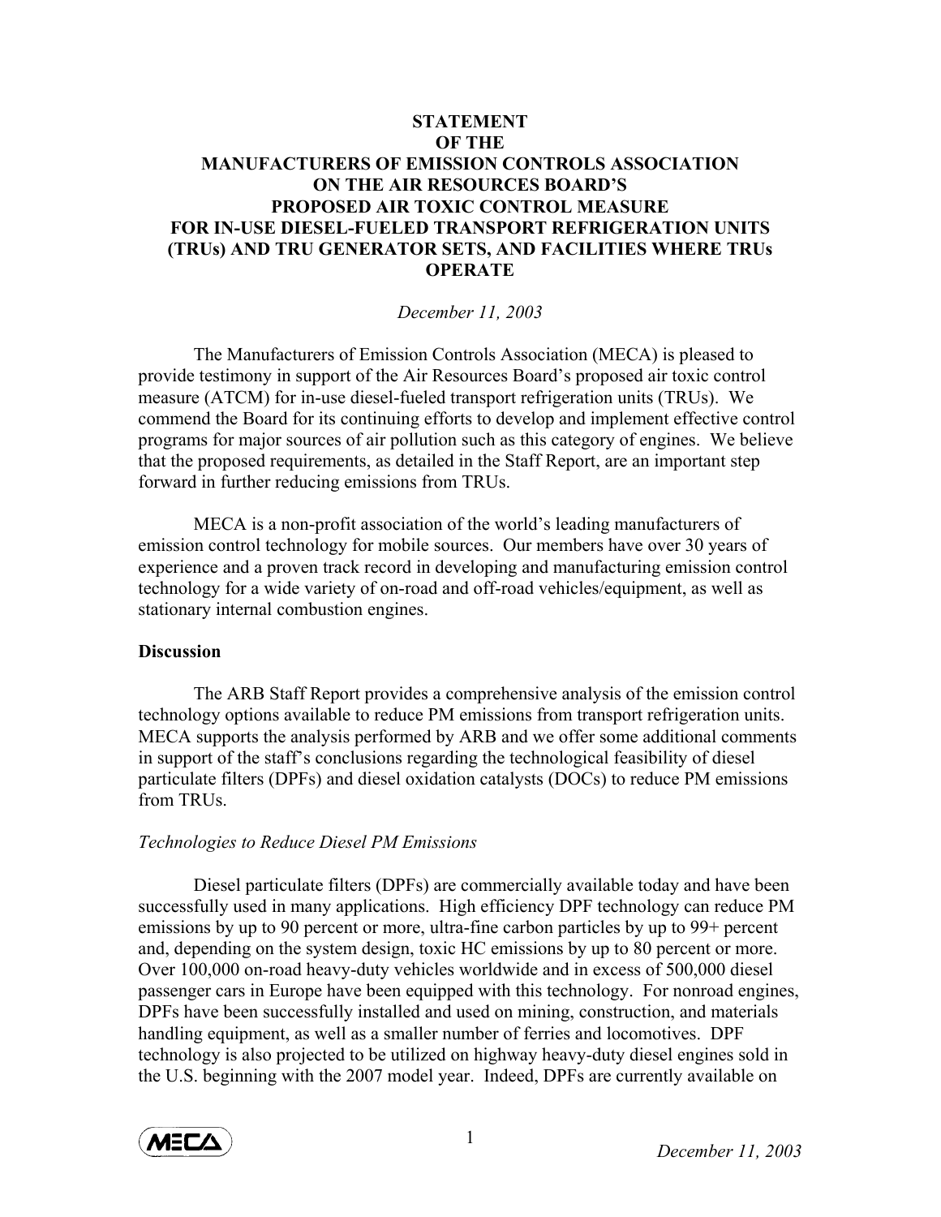# STATEMENT OF THE MANUFACTURERS OF EMISSION CONTROLS ASSOCIATION ON THE AIR RESOURCES BOARD'S PROPOSED AIR TOXIC CONTROL MEASURE FOR IN-USE DIESEL-FUELED TRANSPORT REFRIGERATION UNITS (TRUs) AND TRU GENERATOR SETS, AND FACILITIES WHERE TRUs OPERATE

*December 11, 2003*

The Manufacturers of Emission Controls Association (MECA) is pleased to provide testimony in support of the Air Resources Board's proposed air toxic control measure (ATCM) for in-use diesel-fueled transport refrigeration units (TRUs). We commend the Board for its continuing efforts to develop and implement effective control programs for major sources of air pollution such as this category of engines. We believe that the proposed requirements, as detailed in the Staff Report, are an important step forward in further reducing emissions from TRUs.

MECA is a non-profit association of the world's leading manufacturers of emission control technology for mobile sources. Our members have over 30 years of experience and a proven track record in developing and manufacturing emission control technology for a wide variety of on-road and off-road vehicles/equipment, as well as stationary internal combustion engines.

## Discussion

The ARB Staff Report provides a comprehensive analysis of the emission control technology options available to reduce PM emissions from transport refrigeration units. MECA supports the analysis performed by ARB and we offer some additional comments in support of the staff's conclusions regarding the technological feasibility of diesel particulate filters (DPFs) and diesel oxidation catalysts (DOCs) to reduce PM emissions from TRUs.

### *Technologies to Reduce Diesel PM Emissions*

Diesel particulate filters (DPFs) are commercially available today and have been successfully used in many applications. High efficiency DPF technology can reduce PM emissions by up to 90 percent or more, ultra-fine carbon particles by up to 99+ percent and, depending on the system design, toxic HC emissions by up to 80 percent or more. Over 100,000 on-road heavy-duty vehicles worldwide and in excess of 500,000 diesel passenger cars in Europe have been equipped with this technology. For nonroad engines, DPFs have been successfully installed and used on mining, construction, and materials handling equipment, as well as a smaller number of ferries and locomotives. DPF technology is also projected to be utilized on highway heavy-duty diesel engines sold in the U.S. beginning with the 2007 model year. Indeed, DPFs are currently available on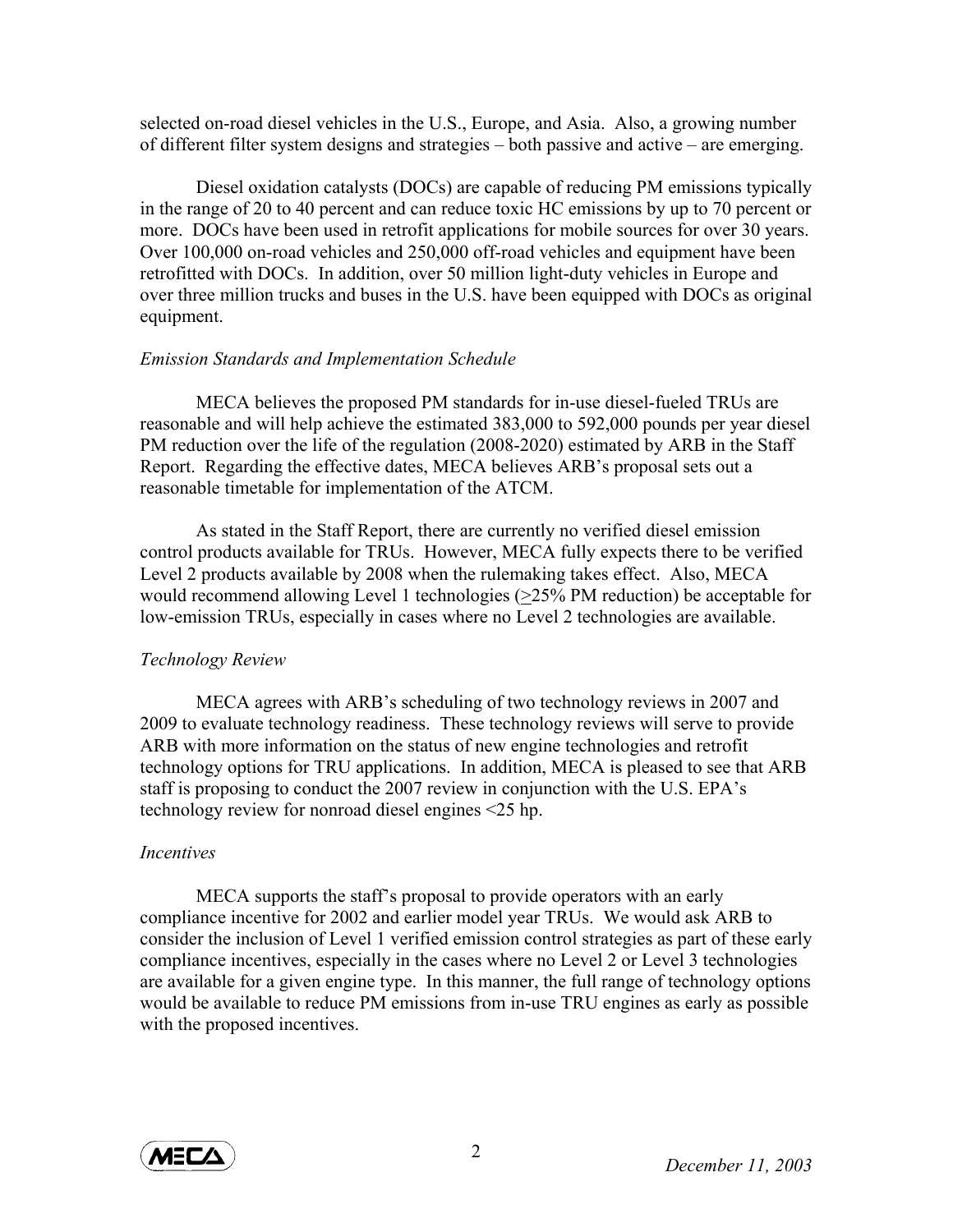selected on-road diesel vehicles in the U.S., Europe, and Asia. Also, a growing number of different filter system designs and strategies – both passive and active – are emerging.

Diesel oxidation catalysts (DOCs) are capable of reducing PM emissions typically in the range of 20 to 40 percent and can reduce toxic HC emissions by up to 70 percent or more. DOCs have been used in retrofit applications for mobile sources for over 30 years. Over 100,000 on-road vehicles and 250,000 off-road vehicles and equipment have been retrofitted with DOCs. In addition, over 50 million light-duty vehicles in Europe and over three million trucks and buses in the U.S. have been equipped with DOCs as original equipment.

*Emission Standards and Implementation Schedule*

MECA believes the proposed PM standards for in-use diesel-fueled TRUs are reasonable and will help achieve the estimated 383,000 to 592,000 pounds per year diesel PM reduction over the life of the regulation (2008-2020) estimated by ARB in the Staff Report. Regarding the effective dates, MECA believes ARB's proposal sets out a reasonable timetable for implementation of the ATCM.

As stated in the Staff Report, there are currently no verified diesel emission control products available for TRUs. However, MECA fully expects there to be verified Level 2 products available by 2008 when the rulemaking takes effect. Also, MECA would recommend allowing Level 1 technologies (≥25% PM reduction) be acceptable for low-emission TRUs, especially in cases where no Level 2 technologies are available.

*Technology Review*

MECA agrees with ARB's scheduling of two technology reviews in 2007 and 2009 to evaluate technology readiness. These technology reviews will serve to provide ARB with more information on the status of new engine technologies and retrofit technology options for TRU applications. In addition, MECA is pleased to see that ARB staff is proposing to conduct the 2007 review in conjunction with the U.S. EPA's technology review for nonroad diesel engines <25 hp.

*Incentives*

MECA supports the staff's proposal to provide operators with an early compliance incentive for 2002 and earlier model year TRUs. We would ask ARB to consider the inclusion of Level 1 verified emission control strategies as part of these early compliance incentives, especially in the cases where no Level 2 or Level 3 technologies are available for a given engine type. In this manner, the full range of technology options would be available to reduce PM emissions from in-use TRU engines as early as possible with the proposed incentives.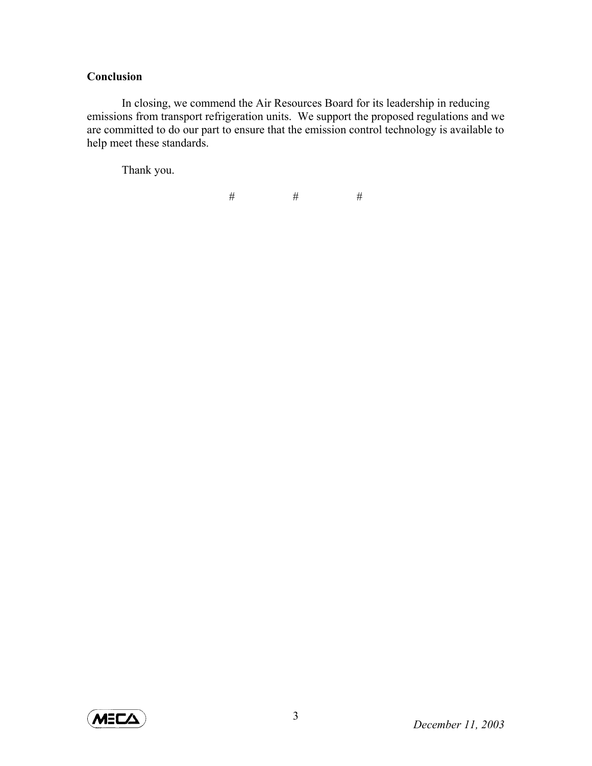**Conclusion**

In closing, we commend the Air Resources Board for its leadership in reducing emissions from transport refrigeration units. We support the proposed regulations and we are committed to do our part to ensure that the emission control technology is available to help meet these standards.

Thank you.

# # #